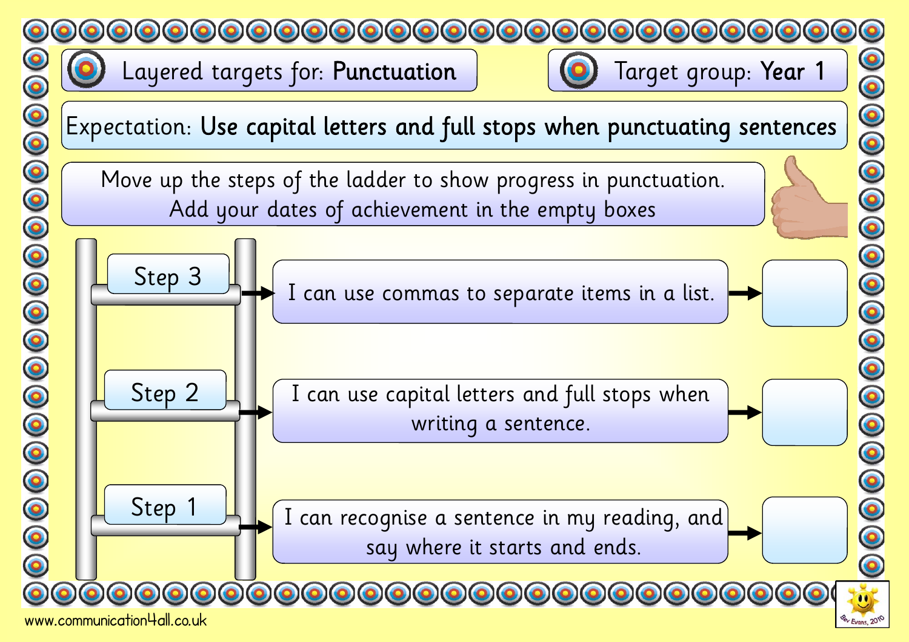Layered targets for: **Punctuation**

Target group: **Year 1**

Expectation: **Use capital letters and full stops when punctuating sentences**

Move up the steps of the ladder to show progress in punctuation.
Add your dates of achievement in the empty boxes

| Step | Target | Date of achievement |
| --- | --- | --- |
| Step 3 | I can use commas to separate items in a list. | |
| Step 2 | I can use capital letters and full stops when writing a sentence. | |
| Step 1 | I can recognise a sentence in my reading, and say where it starts and ends. | |

www.communication4all.co.uk

Bev Evans, 2010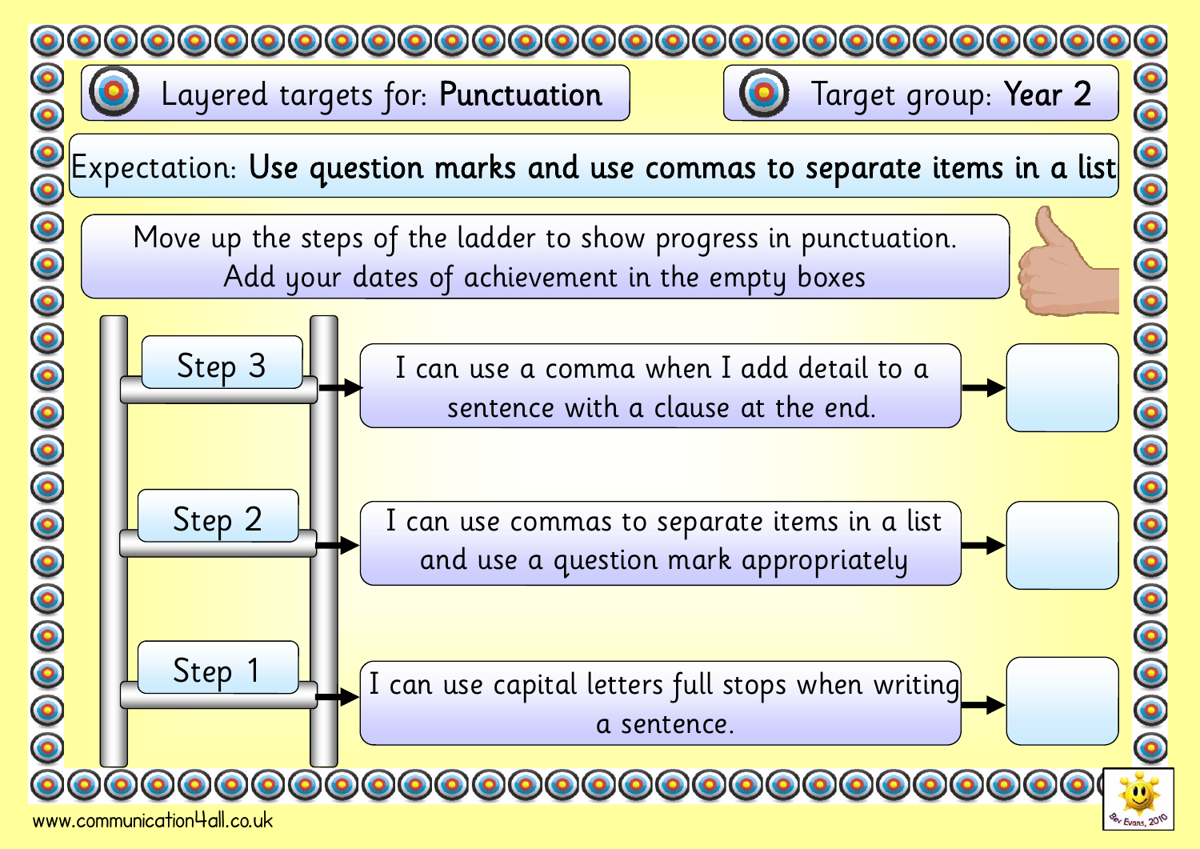# Layered targets for: **Punctuation**

**Target group: Year 2**

Expectation: **Use question marks and use commas to separate items in a list**

Move up the steps of the ladder to show progress in punctuation.
Add your dates of achievement in the empty boxes

| Step | Target | Date of achievement |
|---|---|---|
| Step 3 | I can use a comma when I add detail to a sentence with a clause at the end. | |
| Step 2 | I can use commas to separate items in a list and use a question mark appropriately | |
| Step 1 | I can use capital letters full stops when writing a sentence. | |

www.communication4all.co.uk

Bev Evans, 2010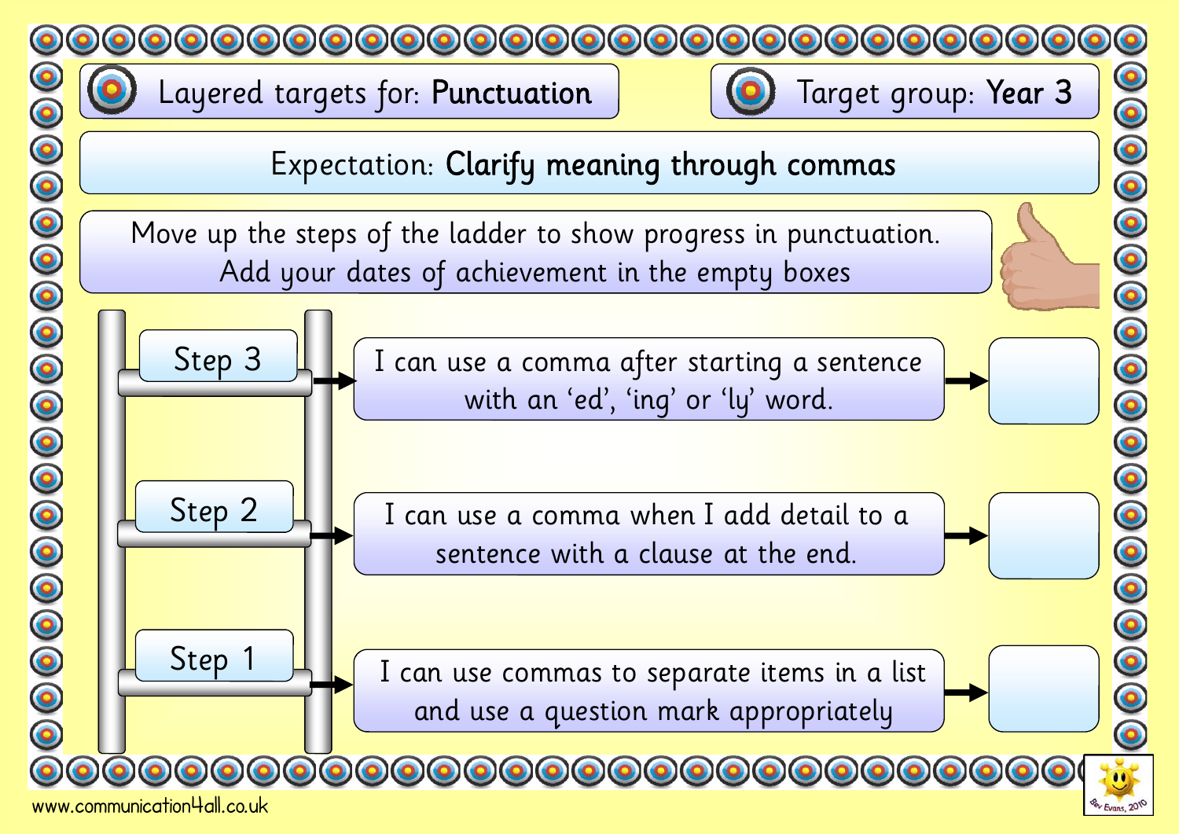# Layered targets for: **Punctuation**

## Target group: **Year 3**

Expectation: **Clarify meaning through commas**

Move up the steps of the ladder to show progress in punctuation.
Add your dates of achievement in the empty boxes

| Step | Target | Date of achievement |
|---|---|---|
| Step 3 | I can use a comma after starting a sentence with an 'ed', 'ing' or 'ly' word. | |
| Step 2 | I can use a comma when I add detail to a sentence with a clause at the end. | |
| Step 1 | I can use commas to separate items in a list and use a question mark appropriately | |

www.communication4all.co.uk

Bev Evans, 2010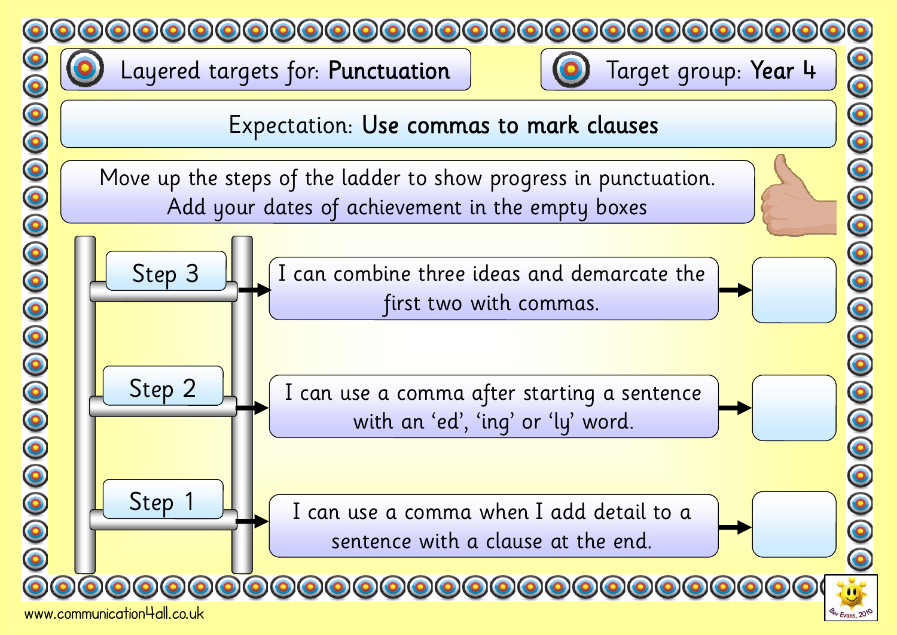# Layered targets for: **Punctuation**

## Target group: **Year 4**

Expectation: **Use commas to mark clauses**

Move up the steps of the ladder to show progress in punctuation.
Add your dates of achievement in the empty boxes

| Step | Target | Date |
| --- | --- | --- |
| Step 3 | I can combine three ideas and demarcate the first two with commas. | |
| Step 2 | I can use a comma after starting a sentence with an 'ed', 'ing' or 'ly' word. | |
| Step 1 | I can use a comma when I add detail to a sentence with a clause at the end. | |

www.communication4all.co.uk

Bev Evans, 2010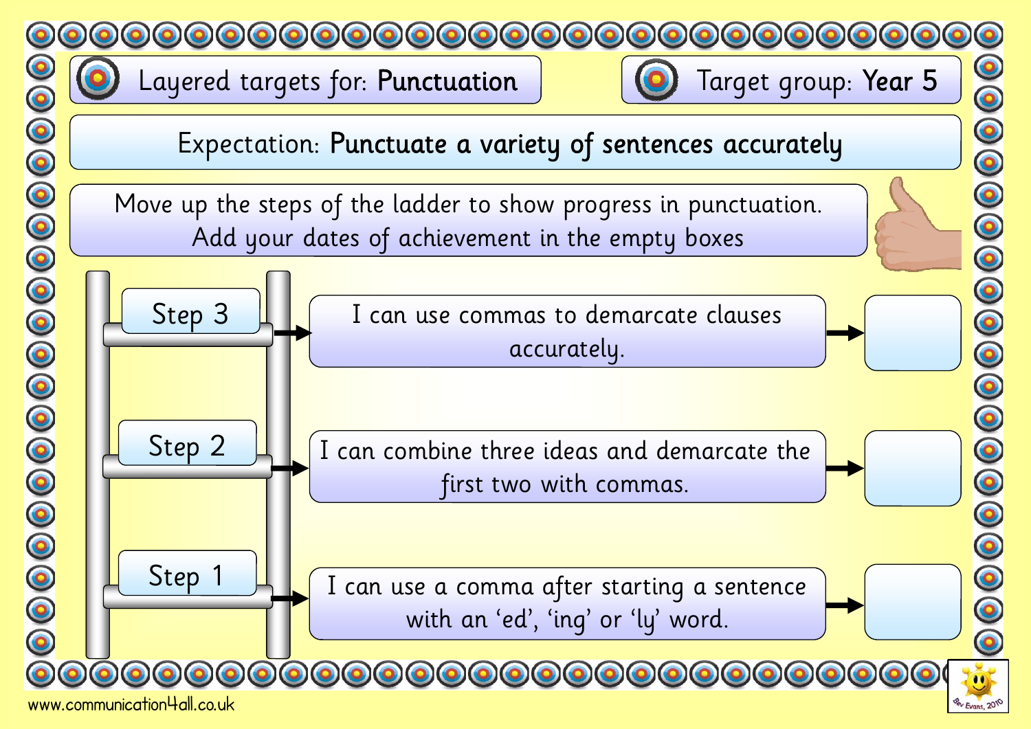Layered targets for: **Punctuation**

Target group: **Year 5**

Expectation: **Punctuate a variety of sentences accurately**

Move up the steps of the ladder to show progress in punctuation.
Add your dates of achievement in the empty boxes

| Step | Target | Date |
|---|---|---|
| Step 3 | I can use commas to demarcate clauses accurately. | |
| Step 2 | I can combine three ideas and demarcate the first two with commas. | |
| Step 1 | I can use a comma after starting a sentence with an 'ed', 'ing' or 'ly' word. | |

www.communication4all.co.uk

Bev Evans, 2010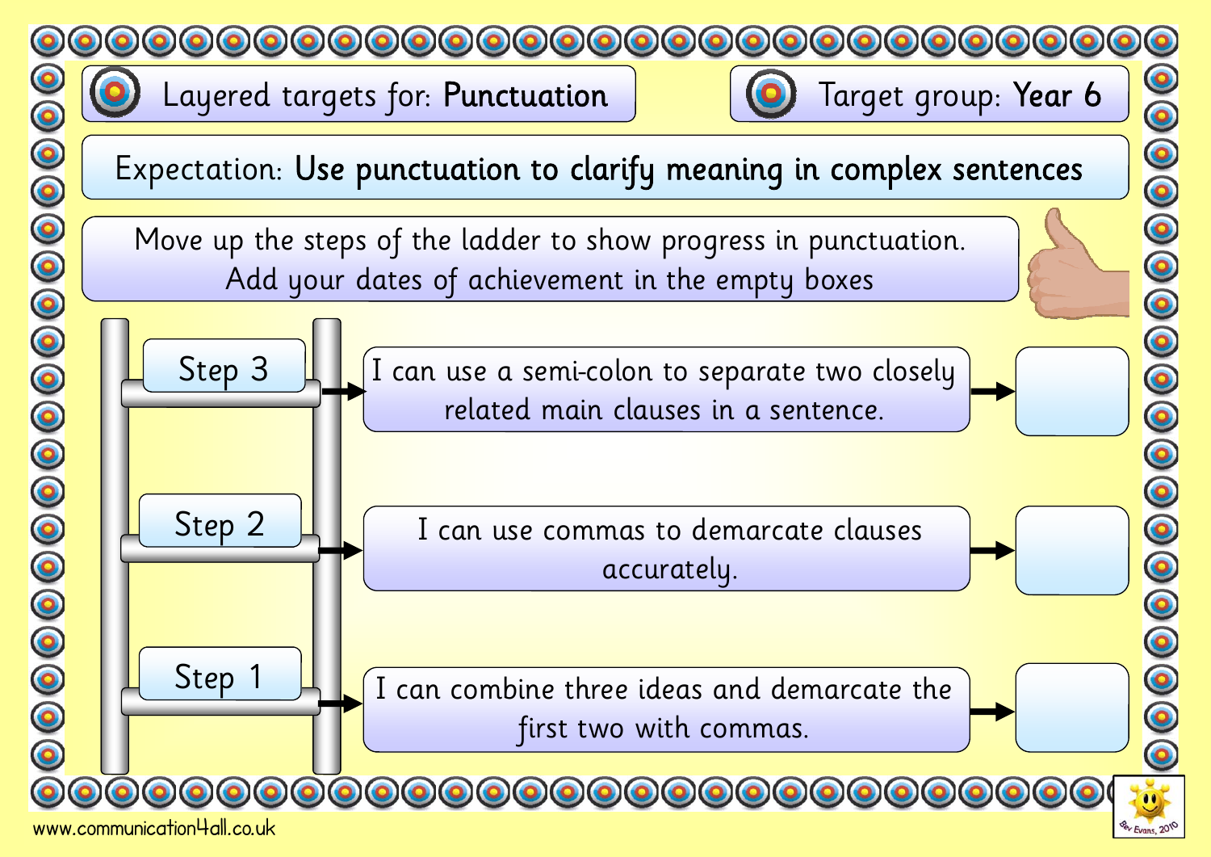Layered targets for: **Punctuation**

Target group: **Year 6**

Expectation: **Use punctuation to clarify meaning in complex sentences**

Move up the steps of the ladder to show progress in punctuation.
Add your dates of achievement in the empty boxes

| Step | Target | Date of achievement |
|---|---|---|
| Step 3 | I can use a semi-colon to separate two closely related main clauses in a sentence. | |
| Step 2 | I can use commas to demarcate clauses accurately. | |
| Step 1 | I can combine three ideas and demarcate the first two with commas. | |

www.communication4all.co.uk

Bev Evans, 2010